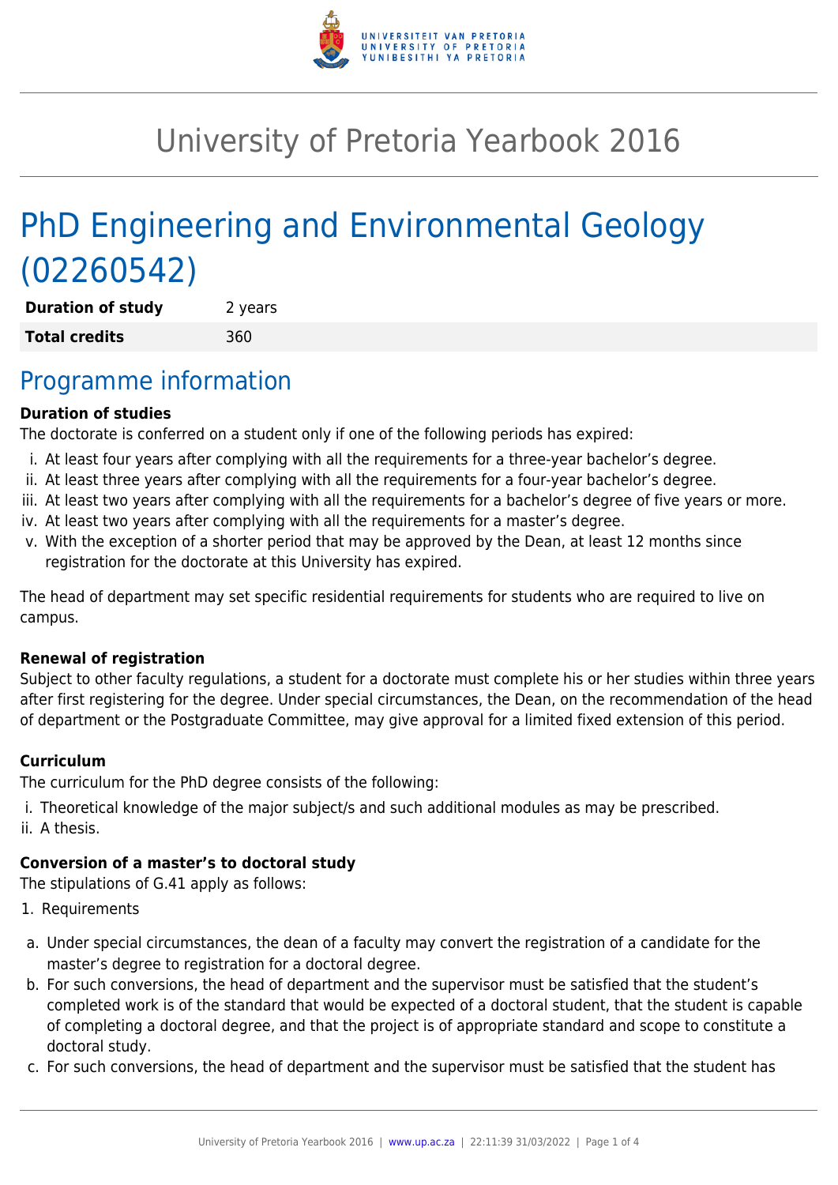# University of Pretoria Yearbook 2016

# PhD Engineering and Environmental Geology (02260542)

| **Duration of study** | 2 years |
|---|---|
| **Total credits** | 360 |

## Programme information

**Duration of studies**

The doctorate is conferred on a student only if one of the following periods has expired:

i. At least four years after complying with all the requirements for a three-year bachelor's degree.
ii. At least three years after complying with all the requirements for a four-year bachelor's degree.
iii. At least two years after complying with all the requirements for a bachelor's degree of five years or more.
iv. At least two years after complying with all the requirements for a master's degree.
v. With the exception of a shorter period that may be approved by the Dean, at least 12 months since registration for the doctorate at this University has expired.

The head of department may set specific residential requirements for students who are required to live on campus.

**Renewal of registration**

Subject to other faculty regulations, a student for a doctorate must complete his or her studies within three years after first registering for the degree. Under special circumstances, the Dean, on the recommendation of the head of department or the Postgraduate Committee, may give approval for a limited fixed extension of this period.

**Curriculum**

The curriculum for the PhD degree consists of the following:

i. Theoretical knowledge of the major subject/s and such additional modules as may be prescribed.
ii. A thesis.

**Conversion of a master's to doctoral study**

The stipulations of G.41 apply as follows:

1. Requirements

a. Under special circumstances, the dean of a faculty may convert the registration of a candidate for the master's degree to registration for a doctoral degree.
b. For such conversions, the head of department and the supervisor must be satisfied that the student's completed work is of the standard that would be expected of a doctoral student, that the student is capable of completing a doctoral degree, and that the project is of appropriate standard and scope to constitute a doctoral study.
c. For such conversions, the head of department and the supervisor must be satisfied that the student has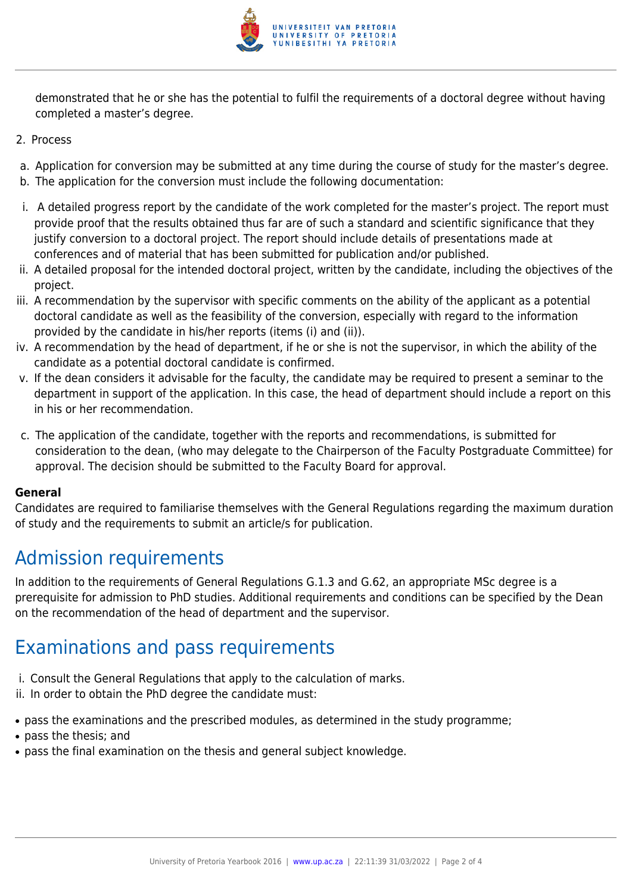demonstrated that he or she has the potential to fulfil the requirements of a doctoral degree without having completed a master's degree.

2. Process

a. Application for conversion may be submitted at any time during the course of study for the master's degree.
b. The application for the conversion must include the following documentation:

i. A detailed progress report by the candidate of the work completed for the master's project. The report must provide proof that the results obtained thus far are of such a standard and scientific significance that they justify conversion to a doctoral project. The report should include details of presentations made at conferences and of material that has been submitted for publication and/or published.
ii. A detailed proposal for the intended doctoral project, written by the candidate, including the objectives of the project.
iii. A recommendation by the supervisor with specific comments on the ability of the applicant as a potential doctoral candidate as well as the feasibility of the conversion, especially with regard to the information provided by the candidate in his/her reports (items (i) and (ii)).
iv. A recommendation by the head of department, if he or she is not the supervisor, in which the ability of the candidate as a potential doctoral candidate is confirmed.
v. If the dean considers it advisable for the faculty, the candidate may be required to present a seminar to the department in support of the application. In this case, the head of department should include a report on this in his or her recommendation.

c. The application of the candidate, together with the reports and recommendations, is submitted for consideration to the dean, (who may delegate to the Chairperson of the Faculty Postgraduate Committee) for approval. The decision should be submitted to the Faculty Board for approval.

**General**

Candidates are required to familiarise themselves with the General Regulations regarding the maximum duration of study and the requirements to submit an article/s for publication.

## Admission requirements

In addition to the requirements of General Regulations G.1.3 and G.62, an appropriate MSc degree is a prerequisite for admission to PhD studies. Additional requirements and conditions can be specified by the Dean on the recommendation of the head of department and the supervisor.

## Examinations and pass requirements

i. Consult the General Regulations that apply to the calculation of marks.
ii. In order to obtain the PhD degree the candidate must:

- pass the examinations and the prescribed modules, as determined in the study programme;
- pass the thesis; and
- pass the final examination on the thesis and general subject knowledge.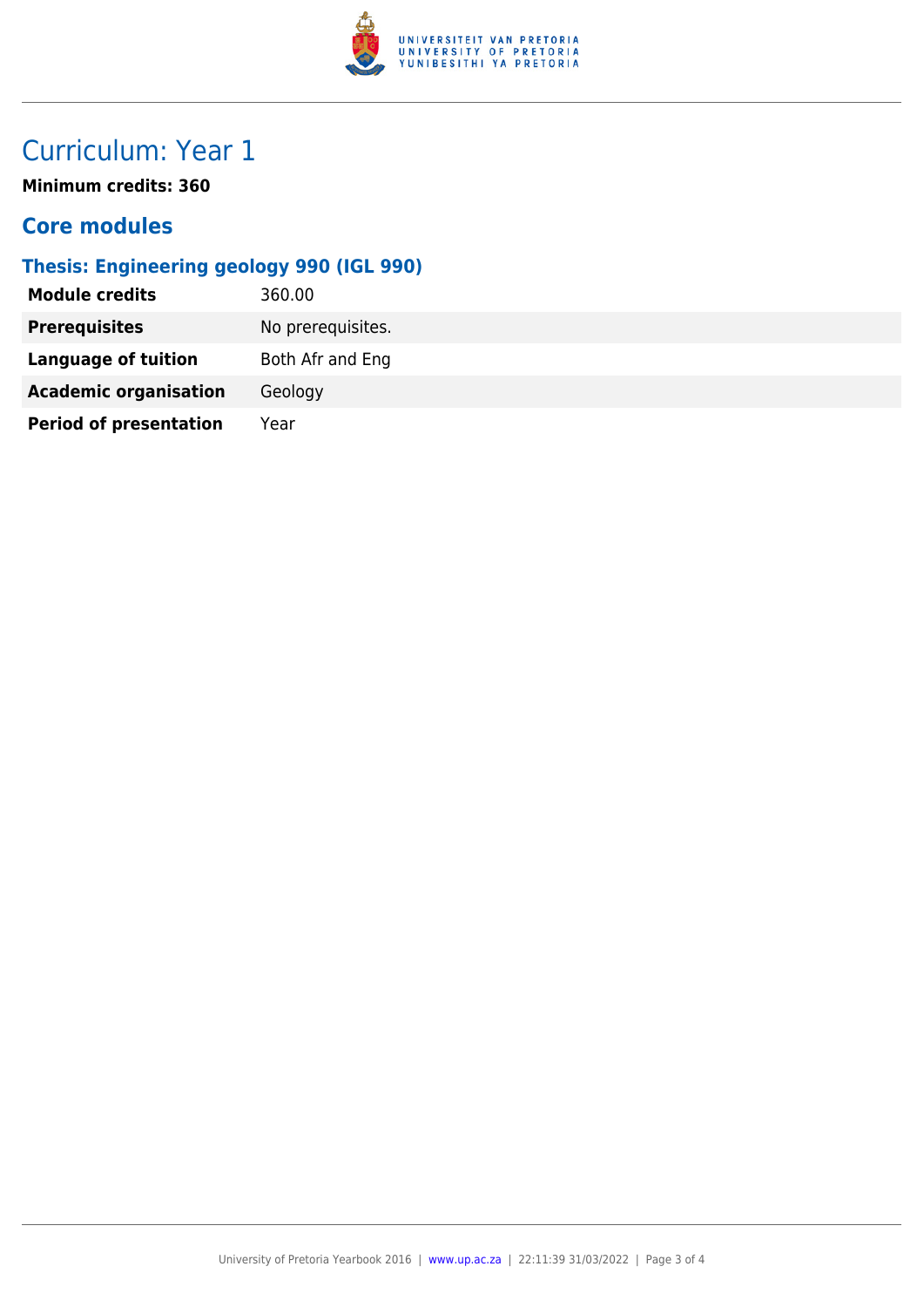# Curriculum: Year 1

**Minimum credits: 360**

## Core modules

### Thesis: Engineering geology 990 (IGL 990)

| | |
|---|---|
| **Module credits** | 360.00 |
| **Prerequisites** | No prerequisites. |
| **Language of tuition** | Both Afr and Eng |
| **Academic organisation** | Geology |
| **Period of presentation** | Year |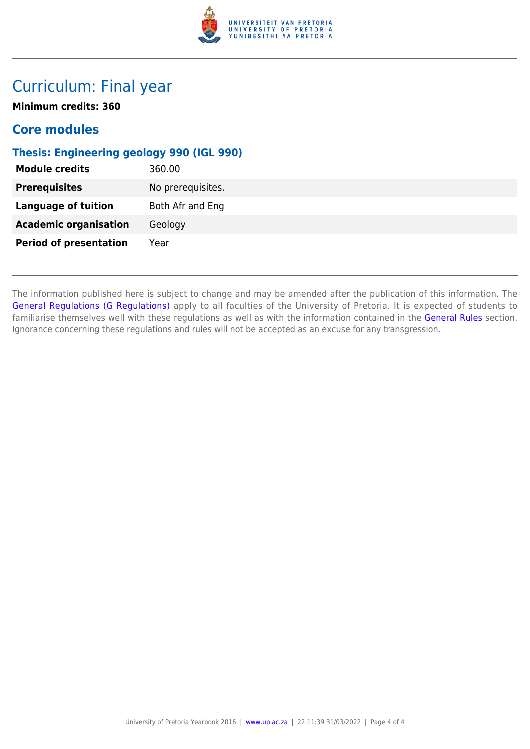# Curriculum: Final year

**Minimum credits: 360**

## Core modules

### Thesis: Engineering geology 990 (IGL 990)

| | |
|---|---|
| **Module credits** | 360.00 |
| **Prerequisites** | No prerequisites. |
| **Language of tuition** | Both Afr and Eng |
| **Academic organisation** | Geology |
| **Period of presentation** | Year |

The information published here is subject to change and may be amended after the publication of this information. The General Regulations (G Regulations) apply to all faculties of the University of Pretoria. It is expected of students to familiarise themselves well with these regulations as well as with the information contained in the General Rules section. Ignorance concerning these regulations and rules will not be accepted as an excuse for any transgression.